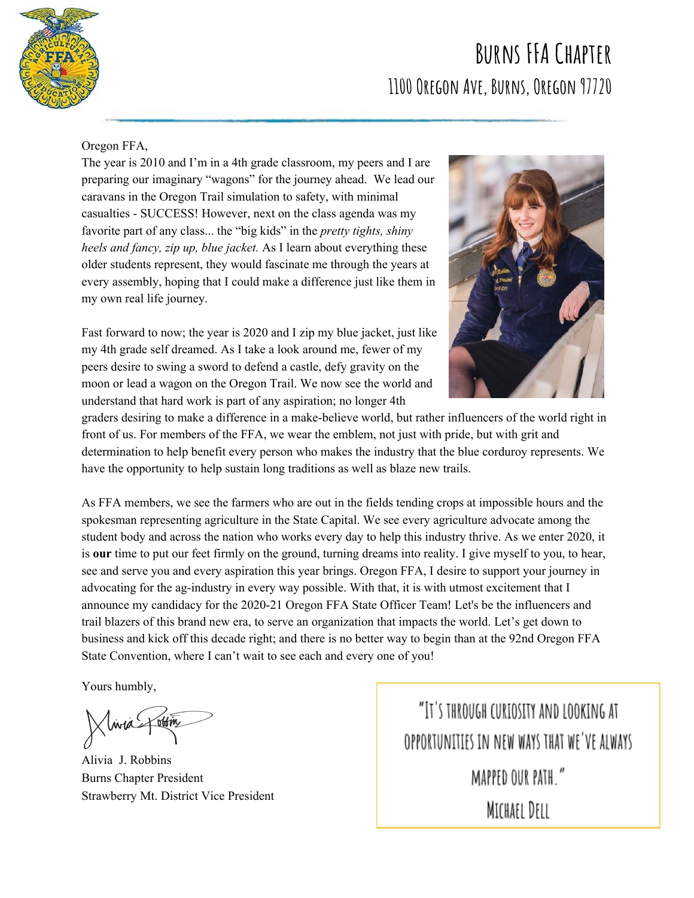# Burns FFA Chapter

## 1100 Oregon Ave, Burns, Oregon 97720

Oregon FFA,

The year is 2010 and I'm in a 4th grade classroom, my peers and I are preparing our imaginary "wagons" for the journey ahead. We lead our caravans in the Oregon Trail simulation to safety, with minimal casualties - SUCCESS! However, next on the class agenda was my favorite part of any class... the "big kids" in the *pretty tights, shiny heels and fancy, zip up, blue jacket.* As I learn about everything these older students represent, they would fascinate me through the years at every assembly, hoping that I could make a difference just like them in my own real life journey.

Fast forward to now; the year is 2020 and I zip my blue jacket, just like my 4th grade self dreamed. As I take a look around me, fewer of my peers desire to swing a sword to defend a castle, defy gravity on the moon or lead a wagon on the Oregon Trail. We now see the world and understand that hard work is part of any aspiration; no longer 4th graders desiring to make a difference in a make-believe world, but rather influencers of the world right in front of us. For members of the FFA, we wear the emblem, not just with pride, but with grit and determination to help benefit every person who makes the industry that the blue corduroy represents. We have the opportunity to help sustain long traditions as well as blaze new trails.

As FFA members, we see the farmers who are out in the fields tending crops at impossible hours and the spokesman representing agriculture in the State Capital. We see every agriculture advocate among the student body and across the nation who works every day to help this industry thrive. As we enter 2020, it is **our** time to put our feet firmly on the ground, turning dreams into reality. I give myself to you, to hear, see and serve you and every aspiration this year brings. Oregon FFA, I desire to support your journey in advocating for the ag-industry in every way possible. With that, it is with utmost excitement that I announce my candidacy for the 2020-21 Oregon FFA State Officer Team! Let's be the influencers and trail blazers of this brand new era, to serve an organization that impacts the world. Let's get down to business and kick off this decade right; and there is no better way to begin than at the 92nd Oregon FFA State Convention, where I can't wait to see each and every one of you!

Yours humbly,

Alivia J. Robbins
Burns Chapter President
Strawberry Mt. District Vice President

> "It's through curiosity and looking at opportunities in new ways that we've always mapped our path."
> Michael Dell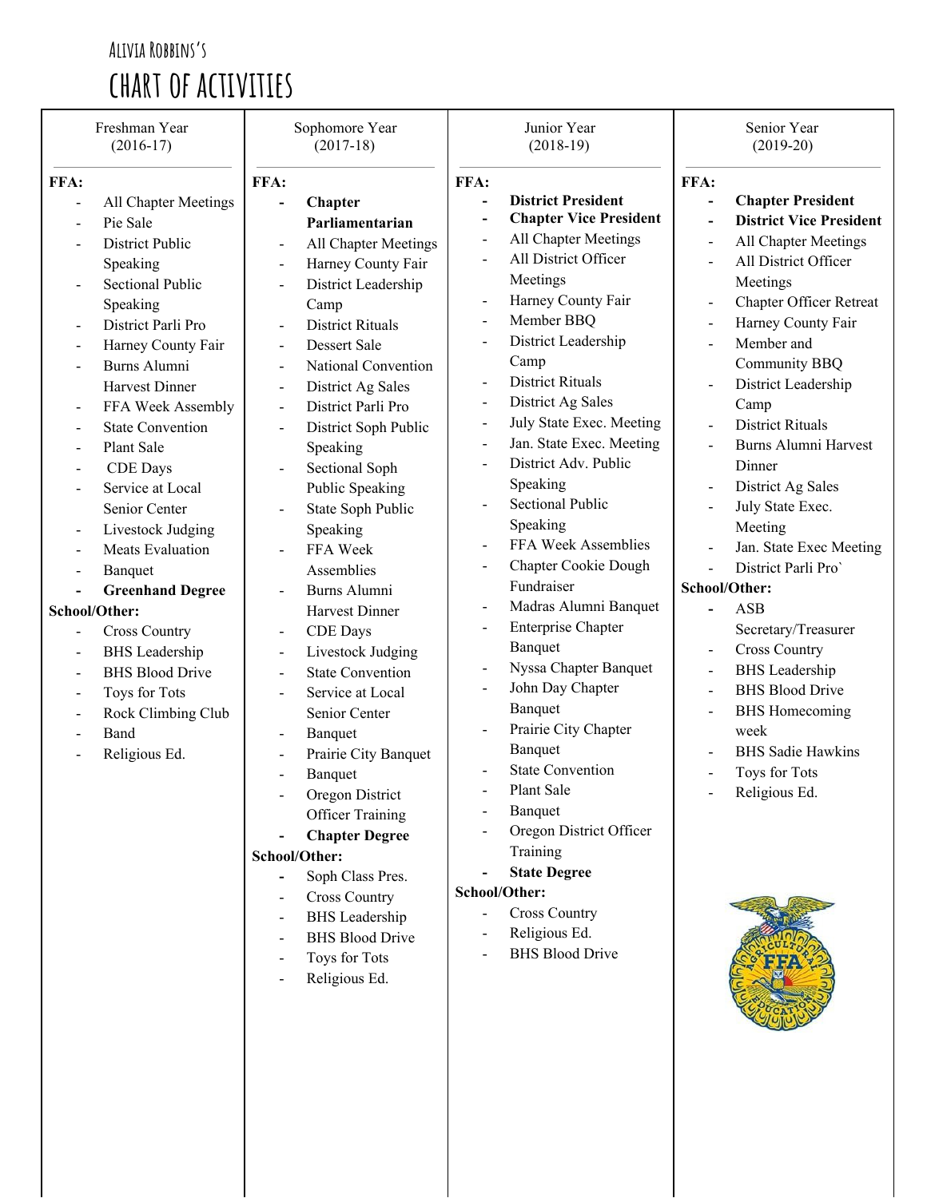Alivia Robbins's

# Chart of Activities

| Freshman Year (2016-17) | Sophomore Year (2017-18) | Junior Year (2018-19) | Senior Year (2019-20) |
|---|---|---|---|
| **FFA:**<br>- All Chapter Meetings<br>- Pie Sale<br>- District Public Speaking<br>- Sectional Public Speaking<br>- District Parli Pro<br>- Harney County Fair<br>- Burns Alumni Harvest Dinner<br>- FFA Week Assembly<br>- State Convention<br>- Plant Sale<br>- CDE Days<br>- Service at Local Senior Center<br>- Livestock Judging<br>- Meats Evaluation<br>- Banquet<br>- **Greenhand Degree**<br>**School/Other:**<br>- Cross Country<br>- BHS Leadership<br>- BHS Blood Drive<br>- Toys for Tots<br>- Rock Climbing Club<br>- Band<br>- Religious Ed. | **FFA:**<br>- **Chapter Parliamentarian**<br>- All Chapter Meetings<br>- Harney County Fair<br>- District Leadership Camp<br>- District Rituals<br>- Dessert Sale<br>- National Convention<br>- District Ag Sales<br>- District Parli Pro<br>- District Soph Public Speaking<br>- Sectional Soph Public Speaking<br>- State Soph Public Speaking<br>- FFA Week Assemblies<br>- Burns Alumni Harvest Dinner<br>- CDE Days<br>- Livestock Judging<br>- State Convention<br>- Service at Local Senior Center<br>- Banquet<br>- Prairie City Banquet<br>- Banquet<br>- Oregon District Officer Training<br>- **Chapter Degree**<br>**School/Other:**<br>- Soph Class Pres.<br>- Cross Country<br>- BHS Leadership<br>- BHS Blood Drive<br>- Toys for Tots<br>- Religious Ed. | **FFA:**<br>- **District President**<br>- **Chapter Vice President**<br>- All Chapter Meetings<br>- All District Officer Meetings<br>- Harney County Fair<br>- Member BBQ<br>- District Leadership Camp<br>- District Rituals<br>- District Ag Sales<br>- July State Exec. Meeting<br>- Jan. State Exec. Meeting<br>- District Adv. Public Speaking<br>- Sectional Public Speaking<br>- FFA Week Assemblies<br>- Chapter Cookie Dough Fundraiser<br>- Madras Alumni Banquet<br>- Enterprise Chapter Banquet<br>- Nyssa Chapter Banquet<br>- John Day Chapter Banquet<br>- Prairie City Chapter Banquet<br>- State Convention<br>- Plant Sale<br>- Banquet<br>- Oregon District Officer Training<br>- **State Degree**<br>**School/Other:**<br>- Cross Country<br>- Religious Ed.<br>- BHS Blood Drive | **FFA:**<br>- **Chapter President**<br>- **District Vice President**<br>- All Chapter Meetings<br>- All District Officer Meetings<br>- Chapter Officer Retreat<br>- Harney County Fair<br>- Member and Community BBQ<br>- District Leadership Camp<br>- District Rituals<br>- Burns Alumni Harvest Dinner<br>- District Ag Sales<br>- July State Exec. Meeting<br>- Jan. State Exec Meeting<br>- District Parli Pro`<br>**School/Other:**<br>- ASB Secretary/Treasurer<br>- Cross Country<br>- BHS Leadership<br>- BHS Blood Drive<br>- BHS Homecoming week<br>- BHS Sadie Hawkins<br>- Toys for Tots<br>- Religious Ed. |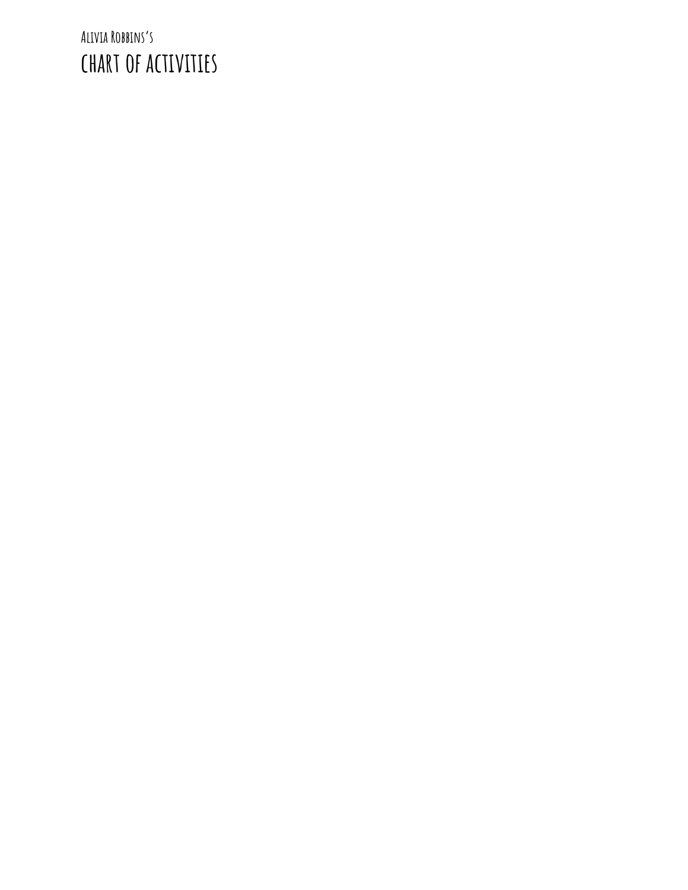Alivia Robbins's

# CHART OF ACTIVITIES